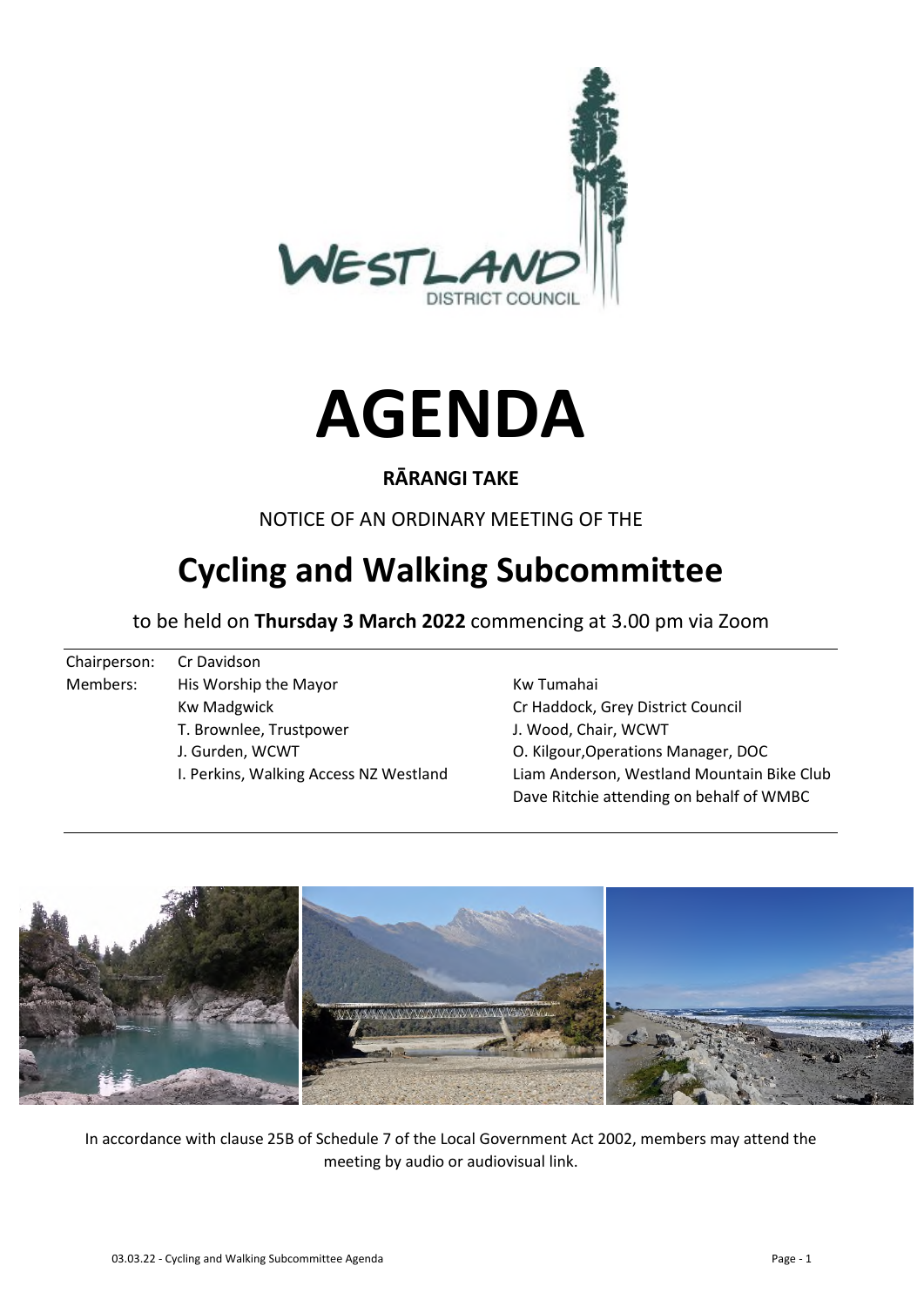# AGENDA

**RĀRANGI TAKE**

NOTICE OF AN ORDINARY MEETING OF THE

## Cycling and Walking Subcommittee

to be held on **Thursday 3 March 2022** commencing at 3.00 pm via Zoom

| | | |
|---|---|---|
| Chairperson: | Cr Davidson | |
| Members: | His Worship the Mayor | Kw Tumahai |
| | Kw Madgwick | Cr Haddock, Grey District Council |
| | T. Brownlee, Trustpower | J. Wood, Chair, WCWT |
| | J. Gurden, WCWT | O. Kilgour,Operations Manager, DOC |
| | I. Perkins, Walking Access NZ Westland | Liam Anderson, Westland Mountain Bike Club |
| | | Dave Ritchie attending on behalf of WMBC |

In accordance with clause 25B of Schedule 7 of the Local Government Act 2002, members may attend the meeting by audio or audiovisual link.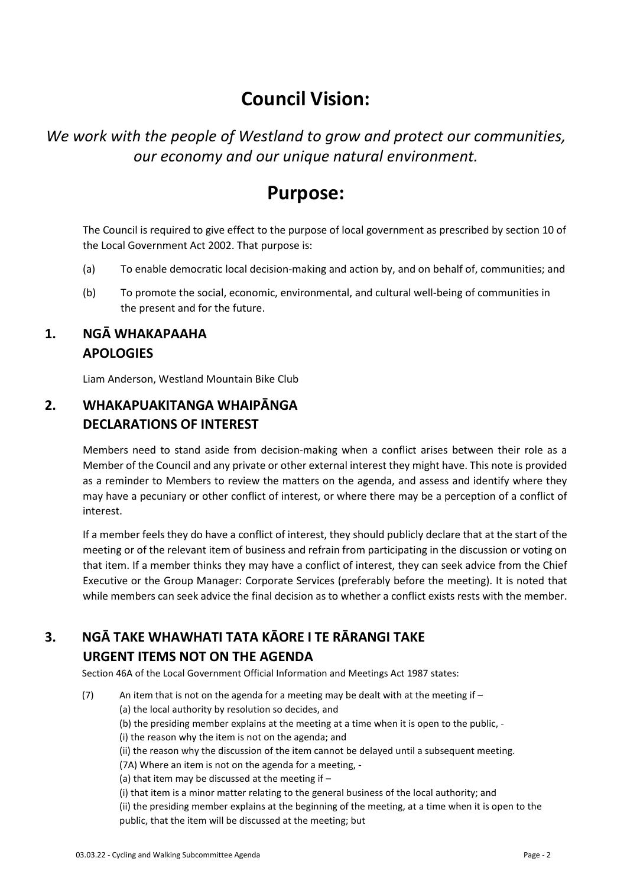# Council Vision:

*We work with the people of Westland to grow and protect our communities, our economy and our unique natural environment.*

# Purpose:

The Council is required to give effect to the purpose of local government as prescribed by section 10 of the Local Government Act 2002. That purpose is:

(a) To enable democratic local decision-making and action by, and on behalf of, communities; and

(b) To promote the social, economic, environmental, and cultural well-being of communities in the present and for the future.

## 1. NGĀ WHAKAPAAHA APOLOGIES

Liam Anderson, Westland Mountain Bike Club

## 2. WHAKAPUAKITANGA WHAIPĀNGA DECLARATIONS OF INTEREST

Members need to stand aside from decision-making when a conflict arises between their role as a Member of the Council and any private or other external interest they might have. This note is provided as a reminder to Members to review the matters on the agenda, and assess and identify where they may have a pecuniary or other conflict of interest, or where there may be a perception of a conflict of interest.

If a member feels they do have a conflict of interest, they should publicly declare that at the start of the meeting or of the relevant item of business and refrain from participating in the discussion or voting on that item. If a member thinks they may have a conflict of interest, they can seek advice from the Chief Executive or the Group Manager: Corporate Services (preferably before the meeting). It is noted that while members can seek advice the final decision as to whether a conflict exists rests with the member.

## 3. NGĀ TAKE WHAWHATI TATA KĀORE I TE RĀRANGI TAKE URGENT ITEMS NOT ON THE AGENDA

Section 46A of the Local Government Official Information and Meetings Act 1987 states:

(7) An item that is not on the agenda for a meeting may be dealt with at the meeting if –
(a) the local authority by resolution so decides, and
(b) the presiding member explains at the meeting at a time when it is open to the public, -
(i) the reason why the item is not on the agenda; and
(ii) the reason why the discussion of the item cannot be delayed until a subsequent meeting.
(7A) Where an item is not on the agenda for a meeting, -
(a) that item may be discussed at the meeting if –
(i) that item is a minor matter relating to the general business of the local authority; and
(ii) the presiding member explains at the beginning of the meeting, at a time when it is open to the public, that the item will be discussed at the meeting; but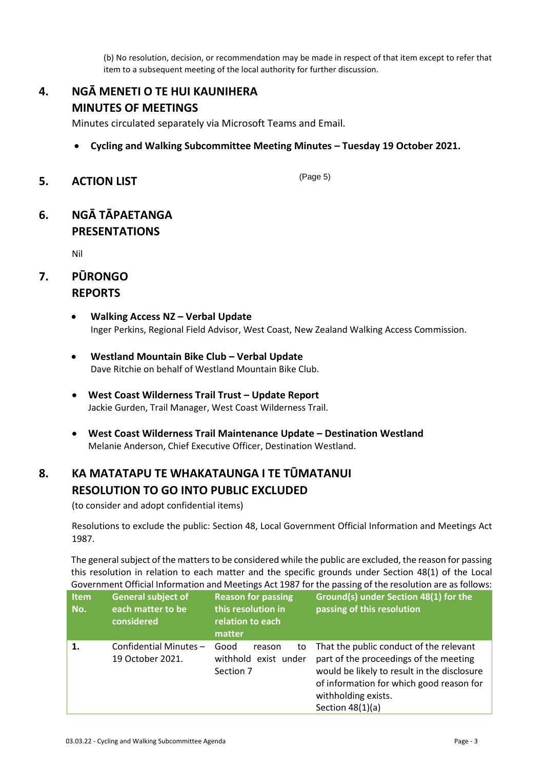(b) No resolution, decision, or recommendation may be made in respect of that item except to refer that item to a subsequent meeting of the local authority for further discussion.

## 4. NGĀ MENETI O TE HUI KAUNIHERA MINUTES OF MEETINGS

Minutes circulated separately via Microsoft Teams and Email.

- **Cycling and Walking Subcommittee Meeting Minutes – Tuesday 19 October 2021.**

## 5. ACTION LIST

(Page 5)

## 6. NGĀ TĀPAETANGA PRESENTATIONS

Nil

## 7. PŪRONGO REPORTS

- **Walking Access NZ – Verbal Update**
  Inger Perkins, Regional Field Advisor, West Coast, New Zealand Walking Access Commission.

- **Westland Mountain Bike Club – Verbal Update**
  Dave Ritchie on behalf of Westland Mountain Bike Club.

- **West Coast Wilderness Trail Trust – Update Report**
  Jackie Gurden, Trail Manager, West Coast Wilderness Trail.

- **West Coast Wilderness Trail Maintenance Update – Destination Westland**
  Melanie Anderson, Chief Executive Officer, Destination Westland.

## 8. KA MATATAPU TE WHAKATAUNGA I TE TŪMATANUI RESOLUTION TO GO INTO PUBLIC EXCLUDED

(to consider and adopt confidential items)

Resolutions to exclude the public: Section 48, Local Government Official Information and Meetings Act 1987.

The general subject of the matters to be considered while the public are excluded, the reason for passing this resolution in relation to each matter and the specific grounds under Section 48(1) of the Local Government Official Information and Meetings Act 1987 for the passing of the resolution are as follows:

| Item No. | General subject of each matter to be considered | Reason for passing this resolution in relation to each matter | Ground(s) under Section 48(1) for the passing of this resolution |
|---|---|---|---|
| **1.** | Confidential Minutes – 19 October 2021. | Good reason to withhold exist under Section 7 | That the public conduct of the relevant part of the proceedings of the meeting would be likely to result in the disclosure of information for which good reason for withholding exists. Section 48(1)(a) |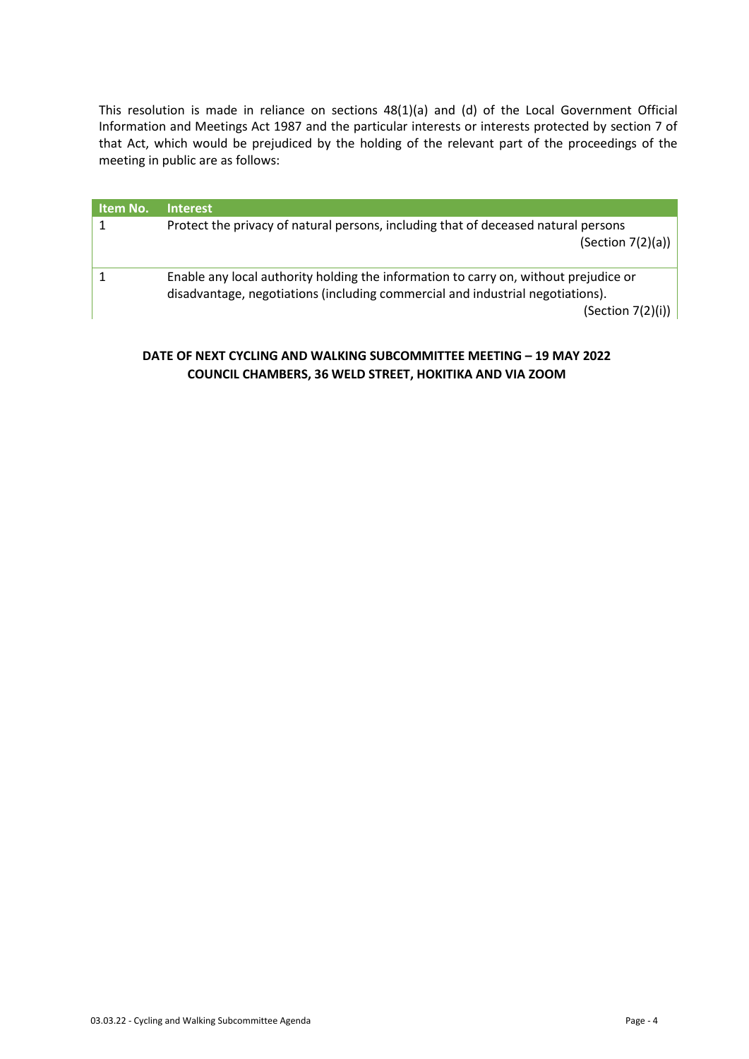This resolution is made in reliance on sections 48(1)(a) and (d) of the Local Government Official Information and Meetings Act 1987 and the particular interests or interests protected by section 7 of that Act, which would be prejudiced by the holding of the relevant part of the proceedings of the meeting in public are as follows:

| Item No. | Interest |
|---|---|
| 1 | Protect the privacy of natural persons, including that of deceased natural persons (Section 7(2)(a)) |
| 1 | Enable any local authority holding the information to carry on, without prejudice or disadvantage, negotiations (including commercial and industrial negotiations). (Section 7(2)(i)) |

**DATE OF NEXT CYCLING AND WALKING SUBCOMMITTEE MEETING – 19 MAY 2022**
**COUNCIL CHAMBERS, 36 WELD STREET, HOKITIKA AND VIA ZOOM**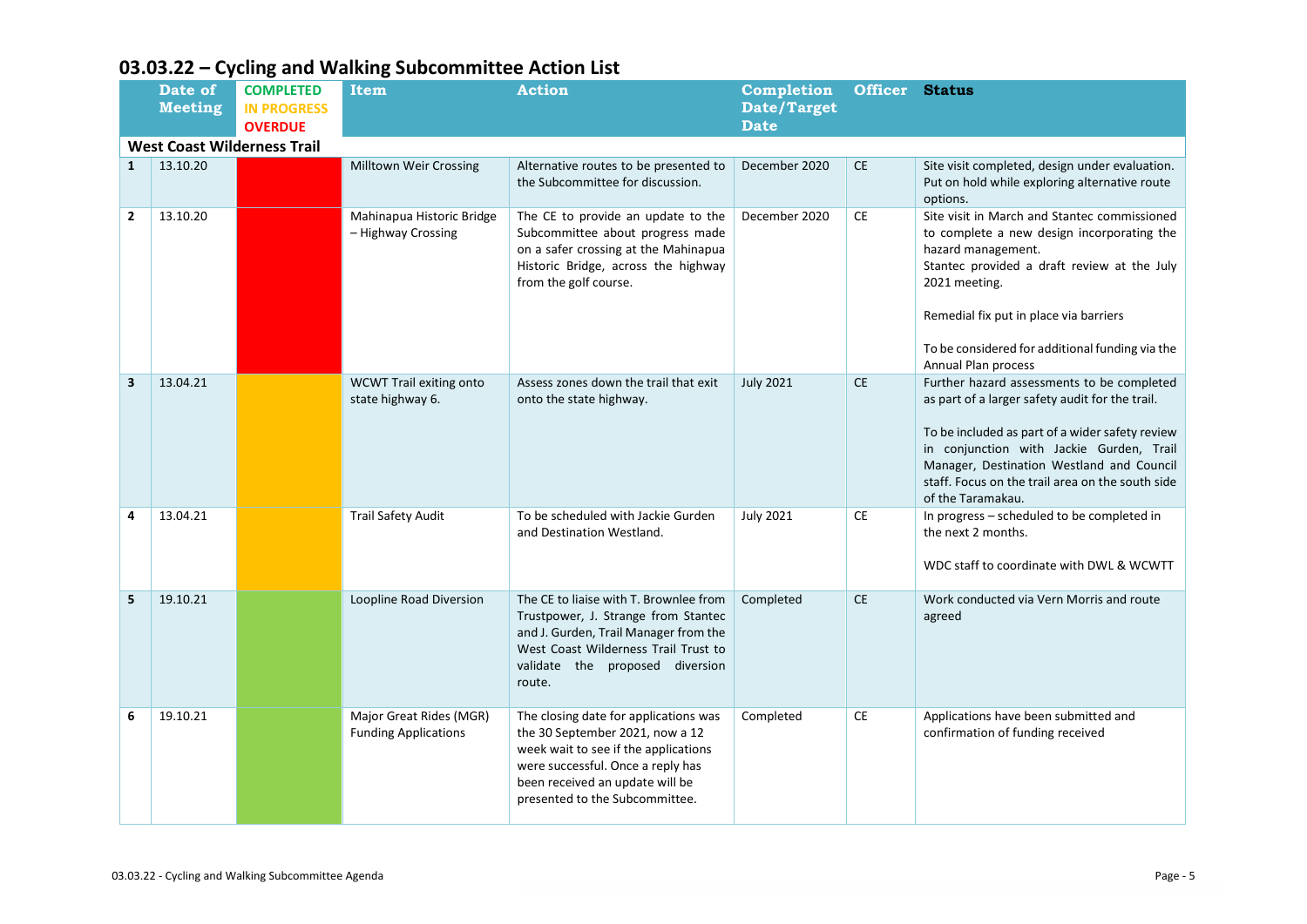# 03.03.22 – Cycling and Walking Subcommittee Action List

| | Date of Meeting | COMPLETED IN PROGRESS OVERDUE | Item | Action | Completion Date/Target Date | Officer | Status |
|---|---|---|---|---|---|---|---|
| **West Coast Wilderness Trail** | | | | | | | |
| 1 | 13.10.20 | | Milltown Weir Crossing | Alternative routes to be presented to the Subcommittee for discussion. | December 2020 | CE | Site visit completed, design under evaluation. Put on hold while exploring alternative route options. |
| 2 | 13.10.20 | | Mahinapua Historic Bridge – Highway Crossing | The CE to provide an update to the Subcommittee about progress made on a safer crossing at the Mahinapua Historic Bridge, across the highway from the golf course. | December 2020 | CE | Site visit in March and Stantec commissioned to complete a new design incorporating the hazard management. Stantec provided a draft review at the July 2021 meeting. Remedial fix put in place via barriers. To be considered for additional funding via the Annual Plan process |
| 3 | 13.04.21 | | WCWT Trail exiting onto state highway 6. | Assess zones down the trail that exit onto the state highway. | July 2021 | CE | Further hazard assessments to be completed as part of a larger safety audit for the trail. To be included as part of a wider safety review in conjunction with Jackie Gurden, Trail Manager, Destination Westland and Council staff. Focus on the trail area on the south side of the Taramakau. |
| 4 | 13.04.21 | | Trail Safety Audit | To be scheduled with Jackie Gurden and Destination Westland. | July 2021 | CE | In progress – scheduled to be completed in the next 2 months. WDC staff to coordinate with DWL & WCWTT |
| 5 | 19.10.21 | | Loopline Road Diversion | The CE to liaise with T. Brownlee from Trustpower, J. Strange from Stantec and J. Gurden, Trail Manager from the West Coast Wilderness Trail Trust to validate the proposed diversion route. | Completed | CE | Work conducted via Vern Morris and route agreed |
| 6 | 19.10.21 | | Major Great Rides (MGR) Funding Applications | The closing date for applications was the 30 September 2021, now a 12 week wait to see if the applications were successful. Once a reply has been received an update will be presented to the Subcommittee. | Completed | CE | Applications have been submitted and confirmation of funding received |